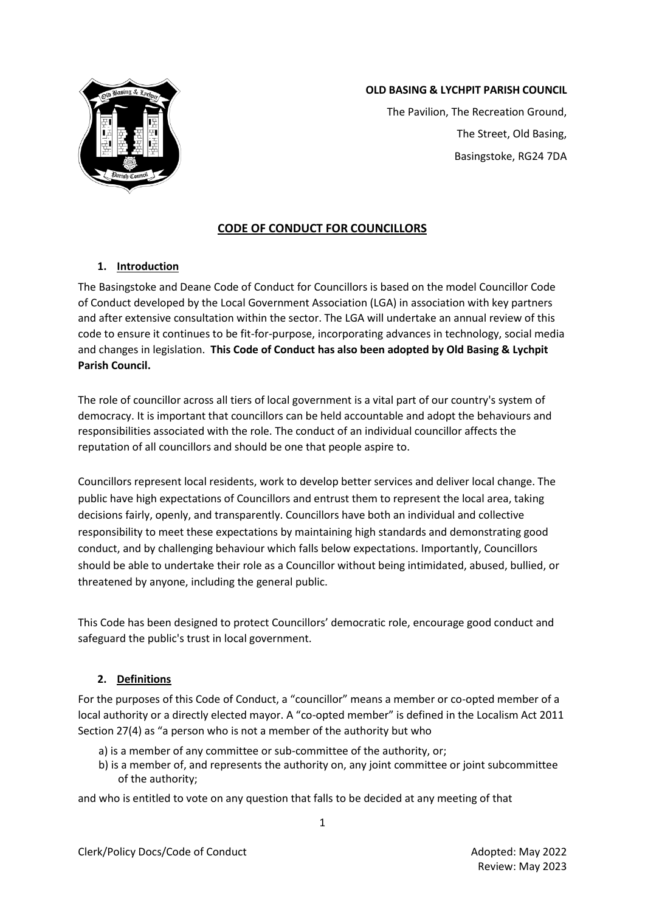**OLD BASING & LYCHPIT PARISH COUNCIL**

The Pavilion, The Recreation Ground,
The Street, Old Basing,
Basingstoke, RG24 7DA

# CODE OF CONDUCT FOR COUNCILLORS

## 1. Introduction

The Basingstoke and Deane Code of Conduct for Councillors is based on the model Councillor Code of Conduct developed by the Local Government Association (LGA) in association with key partners and after extensive consultation within the sector. The LGA will undertake an annual review of this code to ensure it continues to be fit-for-purpose, incorporating advances in technology, social media and changes in legislation. **This Code of Conduct has also been adopted by Old Basing & Lychpit Parish Council.**

The role of councillor across all tiers of local government is a vital part of our country's system of democracy. It is important that councillors can be held accountable and adopt the behaviours and responsibilities associated with the role. The conduct of an individual councillor affects the reputation of all councillors and should be one that people aspire to.

Councillors represent local residents, work to develop better services and deliver local change. The public have high expectations of Councillors and entrust them to represent the local area, taking decisions fairly, openly, and transparently. Councillors have both an individual and collective responsibility to meet these expectations by maintaining high standards and demonstrating good conduct, and by challenging behaviour which falls below expectations. Importantly, Councillors should be able to undertake their role as a Councillor without being intimidated, abused, bullied, or threatened by anyone, including the general public.

This Code has been designed to protect Councillors' democratic role, encourage good conduct and safeguard the public's trust in local government.

## 2. Definitions

For the purposes of this Code of Conduct, a "councillor" means a member or co-opted member of a local authority or a directly elected mayor. A "co-opted member" is defined in the Localism Act 2011 Section 27(4) as "a person who is not a member of the authority but who

a) is a member of any committee or sub-committee of the authority, or;
b) is a member of, and represents the authority on, any joint committee or joint subcommittee of the authority;

and who is entitled to vote on any question that falls to be decided at any meeting of that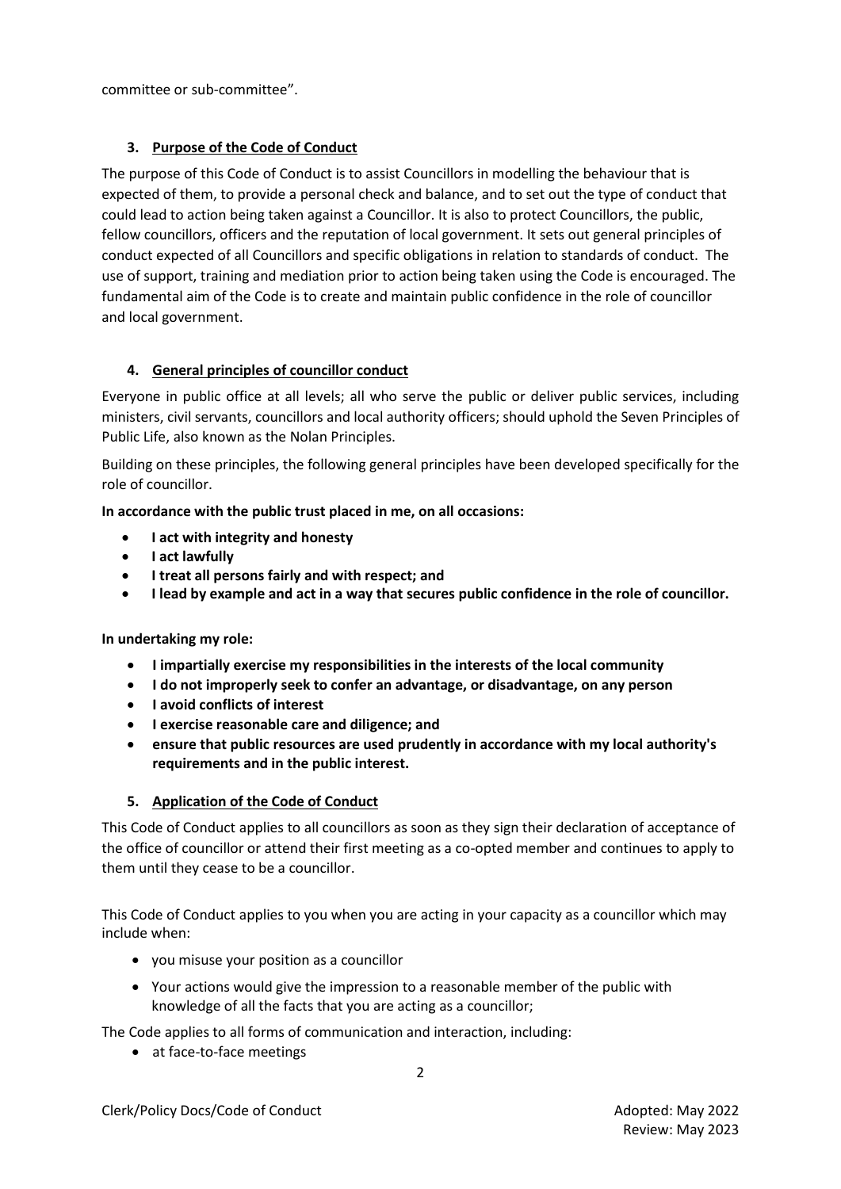committee or sub-committee".

### 3. Purpose of the Code of Conduct

The purpose of this Code of Conduct is to assist Councillors in modelling the behaviour that is expected of them, to provide a personal check and balance, and to set out the type of conduct that could lead to action being taken against a Councillor. It is also to protect Councillors, the public, fellow councillors, officers and the reputation of local government. It sets out general principles of conduct expected of all Councillors and specific obligations in relation to standards of conduct. The use of support, training and mediation prior to action being taken using the Code is encouraged. The fundamental aim of the Code is to create and maintain public confidence in the role of councillor and local government.

### 4. General principles of councillor conduct

Everyone in public office at all levels; all who serve the public or deliver public services, including ministers, civil servants, councillors and local authority officers; should uphold the Seven Principles of Public Life, also known as the Nolan Principles.

Building on these principles, the following general principles have been developed specifically for the role of councillor.

**In accordance with the public trust placed in me, on all occasions:**

- **I act with integrity and honesty**
- **I act lawfully**
- **I treat all persons fairly and with respect; and**
- **I lead by example and act in a way that secures public confidence in the role of councillor.**

**In undertaking my role:**

- **I impartially exercise my responsibilities in the interests of the local community**
- **I do not improperly seek to confer an advantage, or disadvantage, on any person**
- **I avoid conflicts of interest**
- **I exercise reasonable care and diligence; and**
- **ensure that public resources are used prudently in accordance with my local authority's requirements and in the public interest.**

### 5. Application of the Code of Conduct

This Code of Conduct applies to all councillors as soon as they sign their declaration of acceptance of the office of councillor or attend their first meeting as a co-opted member and continues to apply to them until they cease to be a councillor.

This Code of Conduct applies to you when you are acting in your capacity as a councillor which may include when:

- you misuse your position as a councillor
- Your actions would give the impression to a reasonable member of the public with knowledge of all the facts that you are acting as a councillor;

The Code applies to all forms of communication and interaction, including:

- at face-to-face meetings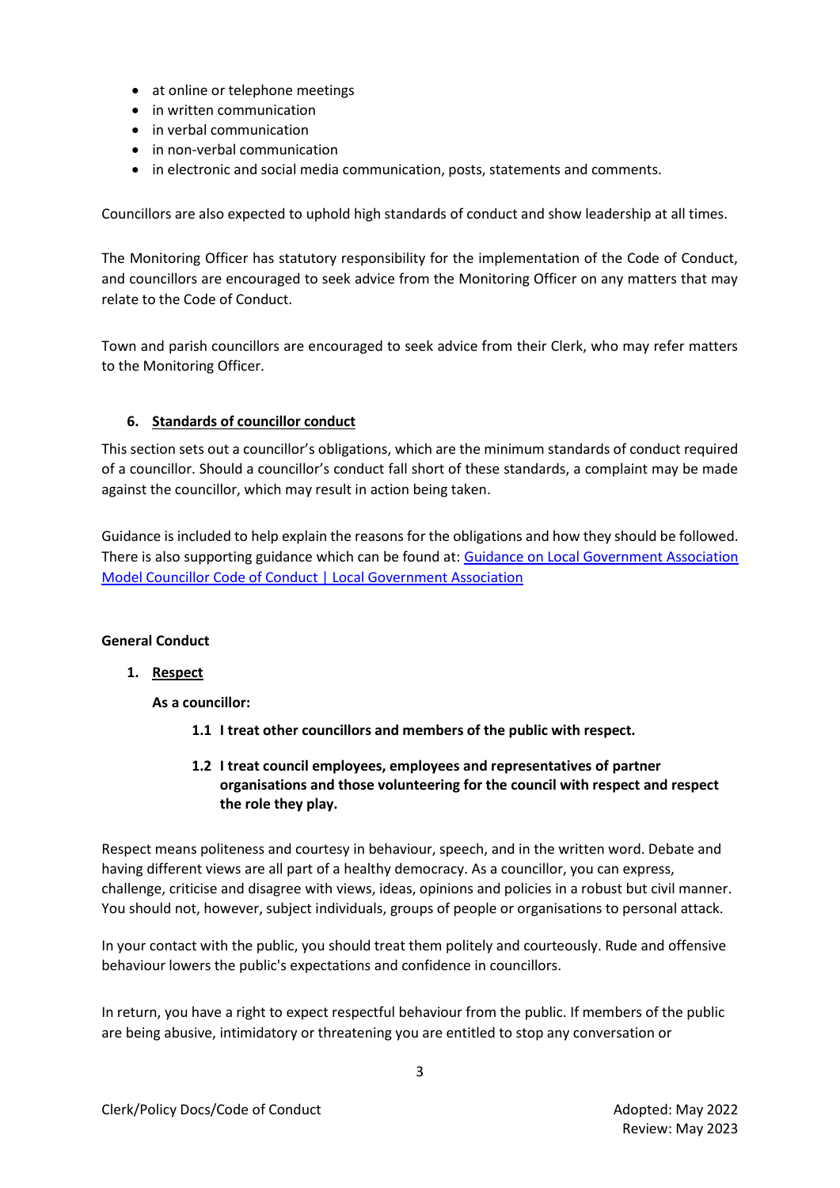- at online or telephone meetings
- in written communication
- in verbal communication
- in non-verbal communication
- in electronic and social media communication, posts, statements and comments.

Councillors are also expected to uphold high standards of conduct and show leadership at all times.

The Monitoring Officer has statutory responsibility for the implementation of the Code of Conduct, and councillors are encouraged to seek advice from the Monitoring Officer on any matters that may relate to the Code of Conduct.

Town and parish councillors are encouraged to seek advice from their Clerk, who may refer matters to the Monitoring Officer.

## 6. Standards of councillor conduct

This section sets out a councillor's obligations, which are the minimum standards of conduct required of a councillor. Should a councillor's conduct fall short of these standards, a complaint may be made against the councillor, which may result in action being taken.

Guidance is included to help explain the reasons for the obligations and how they should be followed. There is also supporting guidance which can be found at: [Guidance on Local Government Association Model Councillor Code of Conduct | Local Government Association]

### General Conduct

#### 1. Respect

**As a councillor:**

**1.1 I treat other councillors and members of the public with respect.**

**1.2 I treat council employees, employees and representatives of partner organisations and those volunteering for the council with respect and respect the role they play.**

Respect means politeness and courtesy in behaviour, speech, and in the written word. Debate and having different views are all part of a healthy democracy. As a councillor, you can express, challenge, criticise and disagree with views, ideas, opinions and policies in a robust but civil manner. You should not, however, subject individuals, groups of people or organisations to personal attack.

In your contact with the public, you should treat them politely and courteously. Rude and offensive behaviour lowers the public's expectations and confidence in councillors.

In return, you have a right to expect respectful behaviour from the public. If members of the public are being abusive, intimidatory or threatening you are entitled to stop any conversation or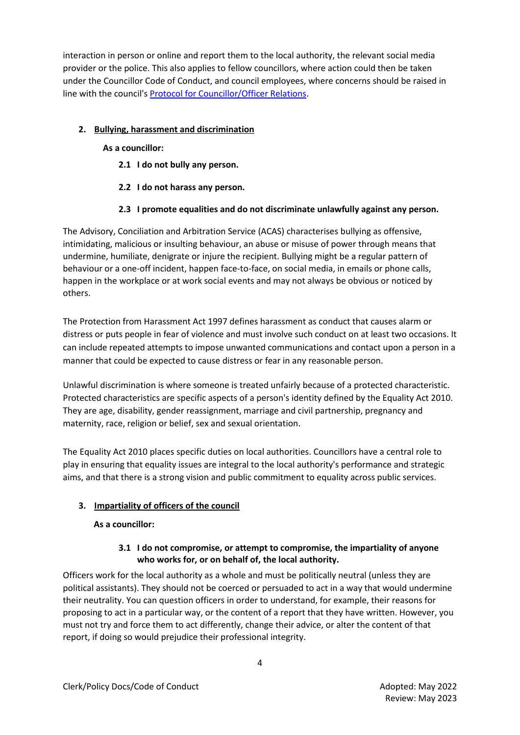interaction in person or online and report them to the local authority, the relevant social media provider or the police. This also applies to fellow councillors, where action could then be taken under the Councillor Code of Conduct, and council employees, where concerns should be raised in line with the council's [Protocol for Councillor/Officer Relations](Protocol for Councillor/Officer Relations).

## 2. Bullying, harassment and discrimination

**As a councillor:**

**2.1 I do not bully any person.**

**2.2 I do not harass any person.**

**2.3 I promote equalities and do not discriminate unlawfully against any person.**

The Advisory, Conciliation and Arbitration Service (ACAS) characterises bullying as offensive, intimidating, malicious or insulting behaviour, an abuse or misuse of power through means that undermine, humiliate, denigrate or injure the recipient. Bullying might be a regular pattern of behaviour or a one-off incident, happen face-to-face, on social media, in emails or phone calls, happen in the workplace or at work social events and may not always be obvious or noticed by others.

The Protection from Harassment Act 1997 defines harassment as conduct that causes alarm or distress or puts people in fear of violence and must involve such conduct on at least two occasions. It can include repeated attempts to impose unwanted communications and contact upon a person in a manner that could be expected to cause distress or fear in any reasonable person.

Unlawful discrimination is where someone is treated unfairly because of a protected characteristic. Protected characteristics are specific aspects of a person's identity defined by the Equality Act 2010. They are age, disability, gender reassignment, marriage and civil partnership, pregnancy and maternity, race, religion or belief, sex and sexual orientation.

The Equality Act 2010 places specific duties on local authorities. Councillors have a central role to play in ensuring that equality issues are integral to the local authority's performance and strategic aims, and that there is a strong vision and public commitment to equality across public services.

## 3. Impartiality of officers of the council

**As a councillor:**

**3.1 I do not compromise, or attempt to compromise, the impartiality of anyone who works for, or on behalf of, the local authority.**

Officers work for the local authority as a whole and must be politically neutral (unless they are political assistants). They should not be coerced or persuaded to act in a way that would undermine their neutrality. You can question officers in order to understand, for example, their reasons for proposing to act in a particular way, or the content of a report that they have written. However, you must not try and force them to act differently, change their advice, or alter the content of that report, if doing so would prejudice their professional integrity.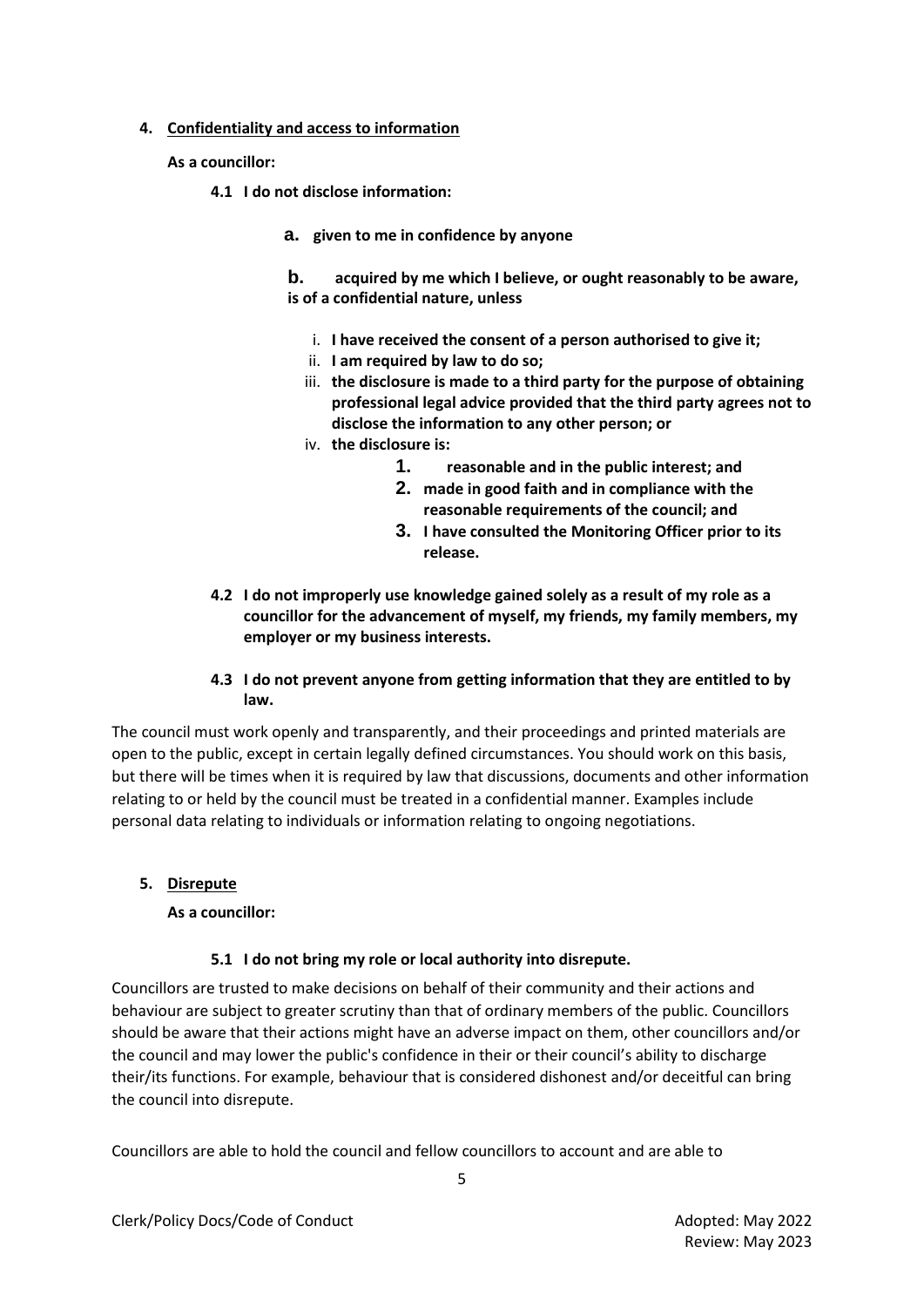**4. Confidentiality and access to information**

**As a councillor:**

**4.1 I do not disclose information:**

**a. given to me in confidence by anyone**

**b. acquired by me which I believe, or ought reasonably to be aware, is of a confidential nature, unless**

i. **I have received the consent of a person authorised to give it;**
ii. **I am required by law to do so;**
iii. **the disclosure is made to a third party for the purpose of obtaining professional legal advice provided that the third party agrees not to disclose the information to any other person; or**
iv. **the disclosure is:**
   1. **reasonable and in the public interest; and**
   2. **made in good faith and in compliance with the reasonable requirements of the council; and**
   3. **I have consulted the Monitoring Officer prior to its release.**

**4.2 I do not improperly use knowledge gained solely as a result of my role as a councillor for the advancement of myself, my friends, my family members, my employer or my business interests.**

**4.3 I do not prevent anyone from getting information that they are entitled to by law.**

The council must work openly and transparently, and their proceedings and printed materials are open to the public, except in certain legally defined circumstances. You should work on this basis, but there will be times when it is required by law that discussions, documents and other information relating to or held by the council must be treated in a confidential manner. Examples include personal data relating to individuals or information relating to ongoing negotiations.

**5. Disrepute**

**As a councillor:**

**5.1 I do not bring my role or local authority into disrepute.**

Councillors are trusted to make decisions on behalf of their community and their actions and behaviour are subject to greater scrutiny than that of ordinary members of the public. Councillors should be aware that their actions might have an adverse impact on them, other councillors and/or the council and may lower the public's confidence in their or their council's ability to discharge their/its functions. For example, behaviour that is considered dishonest and/or deceitful can bring the council into disrepute.

Councillors are able to hold the council and fellow councillors to account and are able to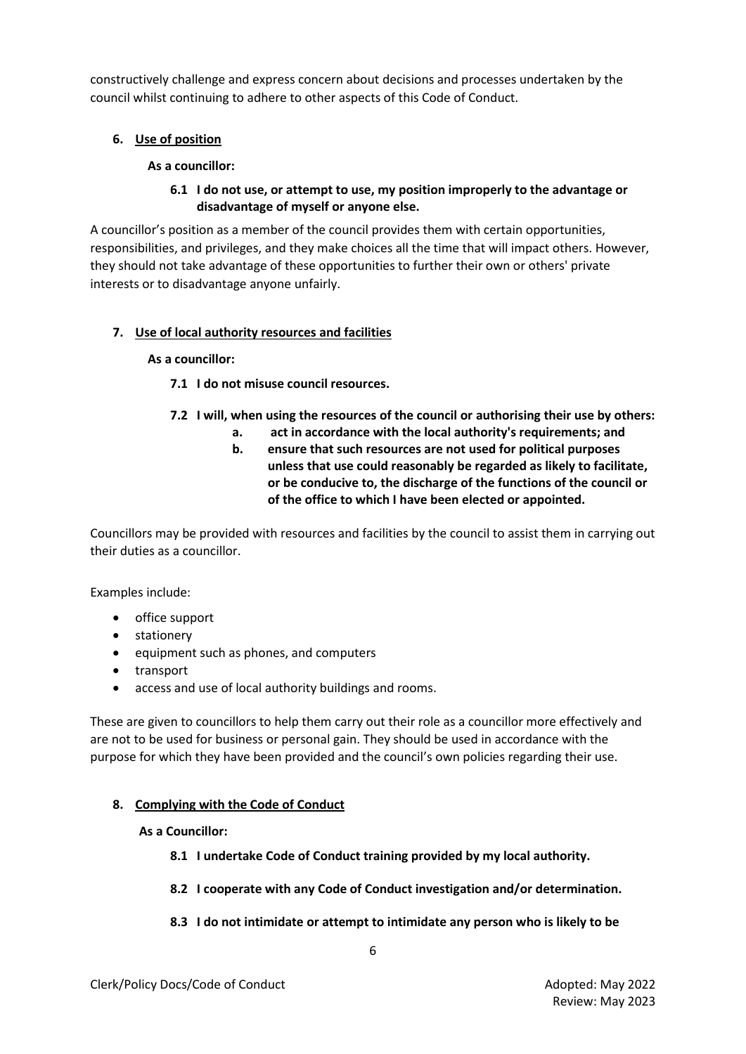constructively challenge and express concern about decisions and processes undertaken by the council whilst continuing to adhere to other aspects of this Code of Conduct.

## 6. Use of position

**As a councillor:**

**6.1 I do not use, or attempt to use, my position improperly to the advantage or disadvantage of myself or anyone else.**

A councillor's position as a member of the council provides them with certain opportunities, responsibilities, and privileges, and they make choices all the time that will impact others. However, they should not take advantage of these opportunities to further their own or others' private interests or to disadvantage anyone unfairly.

## 7. Use of local authority resources and facilities

**As a councillor:**

**7.1 I do not misuse council resources.**

**7.2 I will, when using the resources of the council or authorising their use by others:**

**a. act in accordance with the local authority's requirements; and**

**b. ensure that such resources are not used for political purposes unless that use could reasonably be regarded as likely to facilitate, or be conducive to, the discharge of the functions of the council or of the office to which I have been elected or appointed.**

Councillors may be provided with resources and facilities by the council to assist them in carrying out their duties as a councillor.

Examples include:

- office support
- stationery
- equipment such as phones, and computers
- transport
- access and use of local authority buildings and rooms.

These are given to councillors to help them carry out their role as a councillor more effectively and are not to be used for business or personal gain. They should be used in accordance with the purpose for which they have been provided and the council's own policies regarding their use.

## 8. Complying with the Code of Conduct

**As a Councillor:**

**8.1 I undertake Code of Conduct training provided by my local authority.**

**8.2 I cooperate with any Code of Conduct investigation and/or determination.**

**8.3 I do not intimidate or attempt to intimidate any person who is likely to be**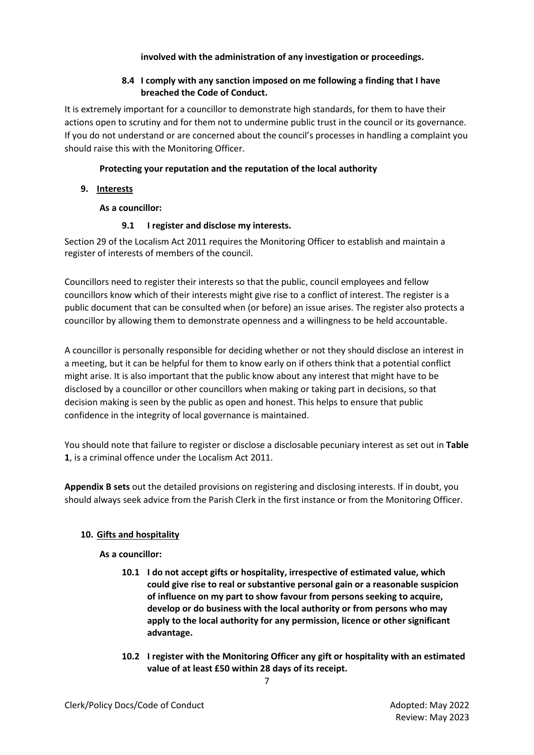**involved with the administration of any investigation or proceedings.**

**8.4 I comply with any sanction imposed on me following a finding that I have breached the Code of Conduct.**

It is extremely important for a councillor to demonstrate high standards, for them to have their actions open to scrutiny and for them not to undermine public trust in the council or its governance. If you do not understand or are concerned about the council's processes in handling a complaint you should raise this with the Monitoring Officer.

**Protecting your reputation and the reputation of the local authority**

## 9. Interests

**As a councillor:**

**9.1 I register and disclose my interests.**

Section 29 of the Localism Act 2011 requires the Monitoring Officer to establish and maintain a register of interests of members of the council.

Councillors need to register their interests so that the public, council employees and fellow councillors know which of their interests might give rise to a conflict of interest. The register is a public document that can be consulted when (or before) an issue arises. The register also protects a councillor by allowing them to demonstrate openness and a willingness to be held accountable.

A councillor is personally responsible for deciding whether or not they should disclose an interest in a meeting, but it can be helpful for them to know early on if others think that a potential conflict might arise. It is also important that the public know about any interest that might have to be disclosed by a councillor or other councillors when making or taking part in decisions, so that decision making is seen by the public as open and honest. This helps to ensure that public confidence in the integrity of local governance is maintained.

You should note that failure to register or disclose a disclosable pecuniary interest as set out in **Table 1**, is a criminal offence under the Localism Act 2011.

**Appendix B sets** out the detailed provisions on registering and disclosing interests. If in doubt, you should always seek advice from the Parish Clerk in the first instance or from the Monitoring Officer.

## 10. Gifts and hospitality

**As a councillor:**

**10.1 I do not accept gifts or hospitality, irrespective of estimated value, which could give rise to real or substantive personal gain or a reasonable suspicion of influence on my part to show favour from persons seeking to acquire, develop or do business with the local authority or from persons who may apply to the local authority for any permission, licence or other significant advantage.**

**10.2 I register with the Monitoring Officer any gift or hospitality with an estimated value of at least £50 within 28 days of its receipt.**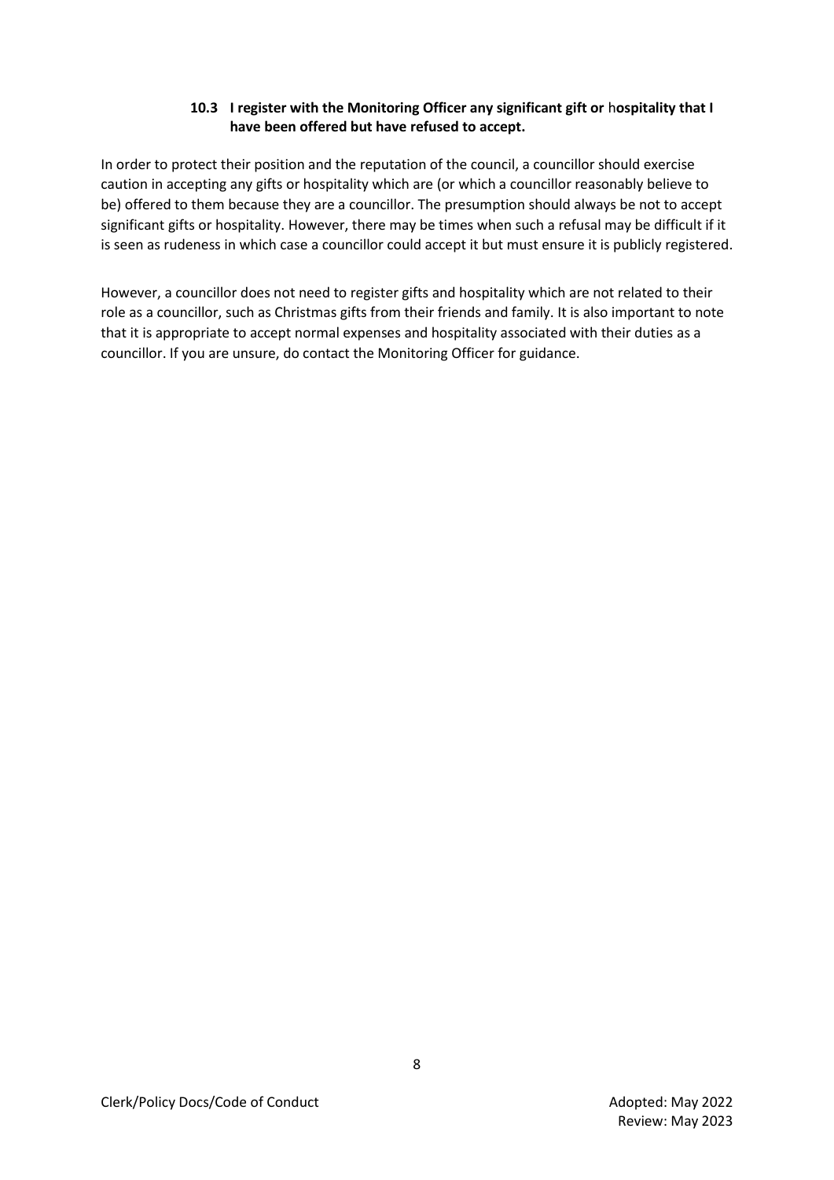**10.3 I register with the Monitoring Officer any significant gift or hospitality that I have been offered but have refused to accept.**

In order to protect their position and the reputation of the council, a councillor should exercise caution in accepting any gifts or hospitality which are (or which a councillor reasonably believe to be) offered to them because they are a councillor. The presumption should always be not to accept significant gifts or hospitality. However, there may be times when such a refusal may be difficult if it is seen as rudeness in which case a councillor could accept it but must ensure it is publicly registered.

However, a councillor does not need to register gifts and hospitality which are not related to their role as a councillor, such as Christmas gifts from their friends and family. It is also important to note that it is appropriate to accept normal expenses and hospitality associated with their duties as a councillor. If you are unsure, do contact the Monitoring Officer for guidance.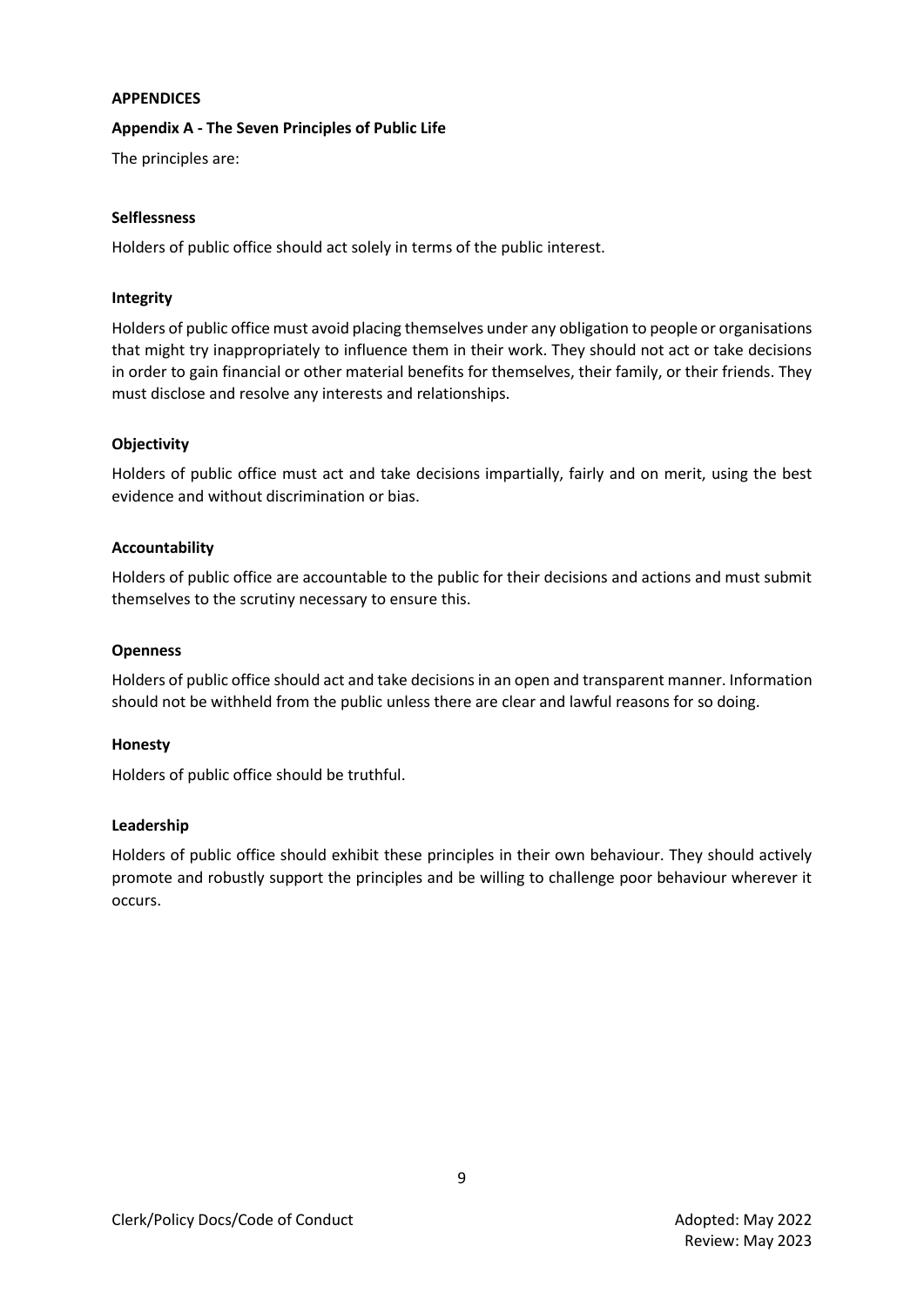# APPENDICES

## Appendix A - The Seven Principles of Public Life

The principles are:

### Selflessness

Holders of public office should act solely in terms of the public interest.

### Integrity

Holders of public office must avoid placing themselves under any obligation to people or organisations that might try inappropriately to influence them in their work. They should not act or take decisions in order to gain financial or other material benefits for themselves, their family, or their friends. They must disclose and resolve any interests and relationships.

### Objectivity

Holders of public office must act and take decisions impartially, fairly and on merit, using the best evidence and without discrimination or bias.

### Accountability

Holders of public office are accountable to the public for their decisions and actions and must submit themselves to the scrutiny necessary to ensure this.

### Openness

Holders of public office should act and take decisions in an open and transparent manner. Information should not be withheld from the public unless there are clear and lawful reasons for so doing.

### Honesty

Holders of public office should be truthful.

### Leadership

Holders of public office should exhibit these principles in their own behaviour. They should actively promote and robustly support the principles and be willing to challenge poor behaviour wherever it occurs.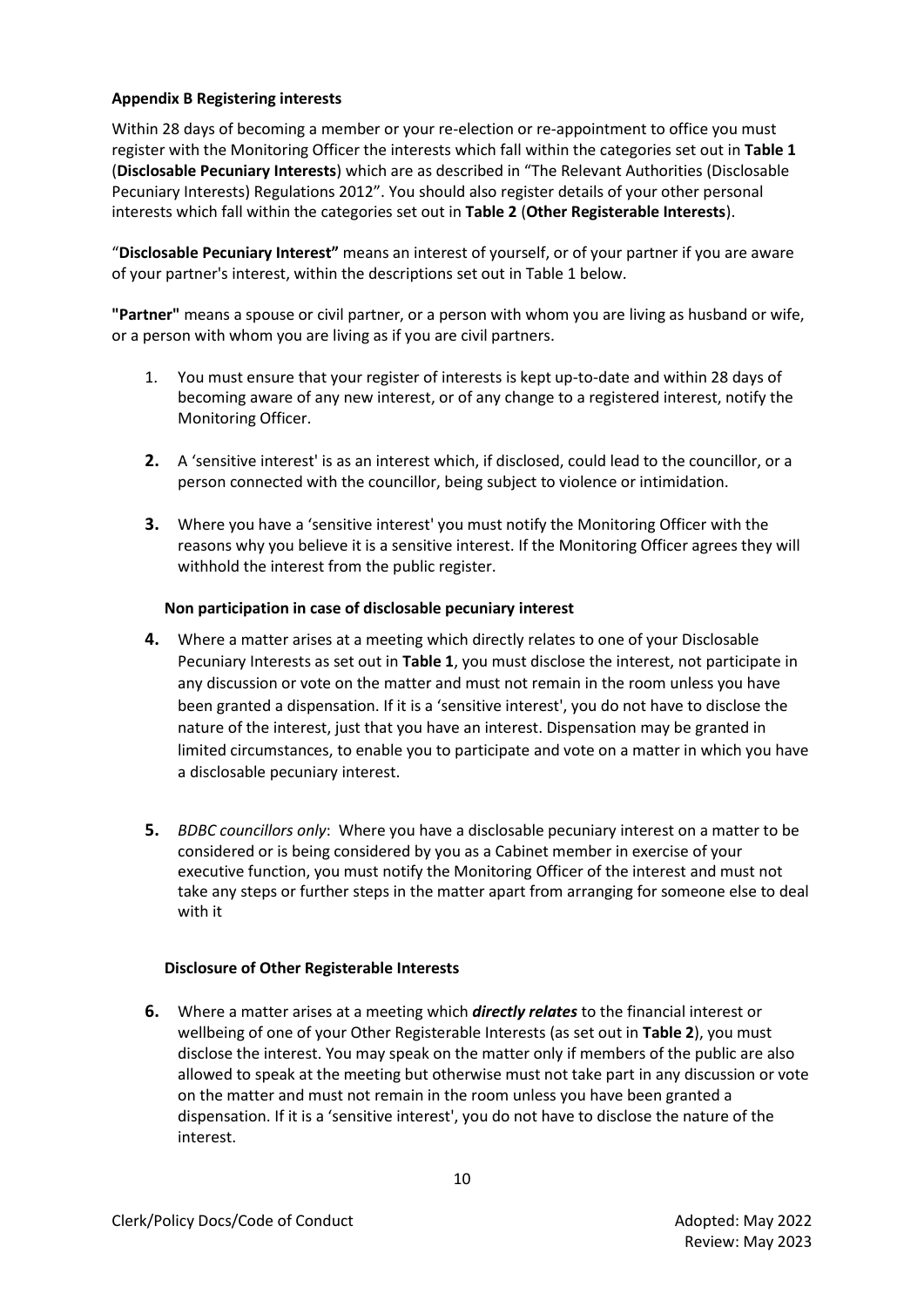**Appendix B Registering interests**

Within 28 days of becoming a member or your re-election or re-appointment to office you must register with the Monitoring Officer the interests which fall within the categories set out in **Table 1** (**Disclosable Pecuniary Interests**) which are as described in "The Relevant Authorities (Disclosable Pecuniary Interests) Regulations 2012". You should also register details of your other personal interests which fall within the categories set out in **Table 2** (**Other Registerable Interests**).

"**Disclosable Pecuniary Interest"** means an interest of yourself, or of your partner if you are aware of your partner's interest, within the descriptions set out in Table 1 below.

**"Partner"** means a spouse or civil partner, or a person with whom you are living as husband or wife, or a person with whom you are living as if you are civil partners.

1. You must ensure that your register of interests is kept up-to-date and within 28 days of becoming aware of any new interest, or of any change to a registered interest, notify the Monitoring Officer.

2. A 'sensitive interest' is as an interest which, if disclosed, could lead to the councillor, or a person connected with the councillor, being subject to violence or intimidation.

3. Where you have a 'sensitive interest' you must notify the Monitoring Officer with the reasons why you believe it is a sensitive interest. If the Monitoring Officer agrees they will withhold the interest from the public register.

**Non participation in case of disclosable pecuniary interest**

4. Where a matter arises at a meeting which directly relates to one of your Disclosable Pecuniary Interests as set out in **Table 1**, you must disclose the interest, not participate in any discussion or vote on the matter and must not remain in the room unless you have been granted a dispensation. If it is a 'sensitive interest', you do not have to disclose the nature of the interest, just that you have an interest. Dispensation may be granted in limited circumstances, to enable you to participate and vote on a matter in which you have a disclosable pecuniary interest.

5. *BDBC councillors only*: Where you have a disclosable pecuniary interest on a matter to be considered or is being considered by you as a Cabinet member in exercise of your executive function, you must notify the Monitoring Officer of the interest and must not take any steps or further steps in the matter apart from arranging for someone else to deal with it

**Disclosure of Other Registerable Interests**

6. Where a matter arises at a meeting which ***directly relates*** to the financial interest or wellbeing of one of your Other Registerable Interests (as set out in **Table 2**), you must disclose the interest. You may speak on the matter only if members of the public are also allowed to speak at the meeting but otherwise must not take part in any discussion or vote on the matter and must not remain in the room unless you have been granted a dispensation. If it is a 'sensitive interest', you do not have to disclose the nature of the interest.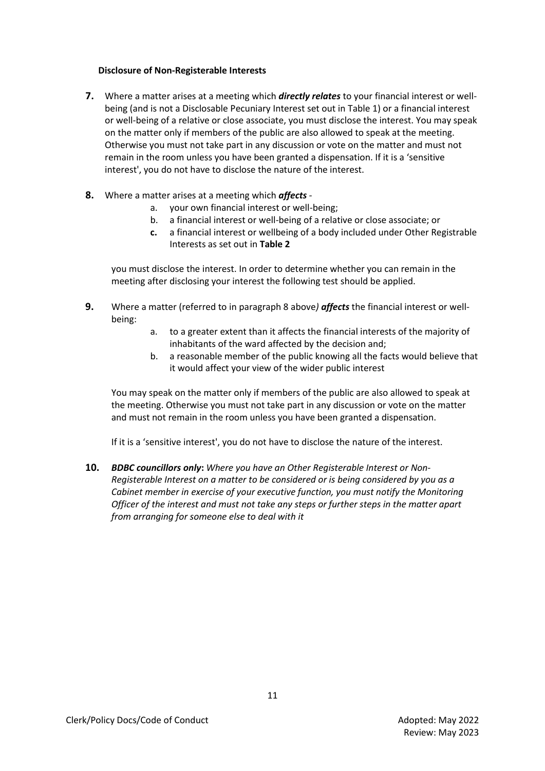**Disclosure of Non-Registerable Interests**

**7.** Where a matter arises at a meeting which ***directly relates*** to your financial interest or well-being (and is not a Disclosable Pecuniary Interest set out in Table 1) or a financial interest or well-being of a relative or close associate, you must disclose the interest. You may speak on the matter only if members of the public are also allowed to speak at the meeting. Otherwise you must not take part in any discussion or vote on the matter and must not remain in the room unless you have been granted a dispensation. If it is a 'sensitive interest', you do not have to disclose the nature of the interest.

**8.** Where a matter arises at a meeting which ***affects*** -

a. your own financial interest or well-being;
b. a financial interest or well-being of a relative or close associate; or
**c.** a financial interest or wellbeing of a body included under Other Registrable Interests as set out in **Table 2**

you must disclose the interest. In order to determine whether you can remain in the meeting after disclosing your interest the following test should be applied.

**9.** Where a matter (referred to in paragraph 8 above*)* ***affects*** the financial interest or well-being:

a. to a greater extent than it affects the financial interests of the majority of inhabitants of the ward affected by the decision and;
b. a reasonable member of the public knowing all the facts would believe that it would affect your view of the wider public interest

You may speak on the matter only if members of the public are also allowed to speak at the meeting. Otherwise you must not take part in any discussion or vote on the matter and must not remain in the room unless you have been granted a dispensation.

If it is a 'sensitive interest', you do not have to disclose the nature of the interest.

**10.** ***BDBC councillors only*****:** *Where you have an Other Registerable Interest or Non-Registerable Interest on a matter to be considered or is being considered by you as a Cabinet member in exercise of your executive function, you must notify the Monitoring Officer of the interest and must not take any steps or further steps in the matter apart from arranging for someone else to deal with it*

Clerk/Policy Docs/Code of Conduct

Adopted: May 2022
Review: May 2023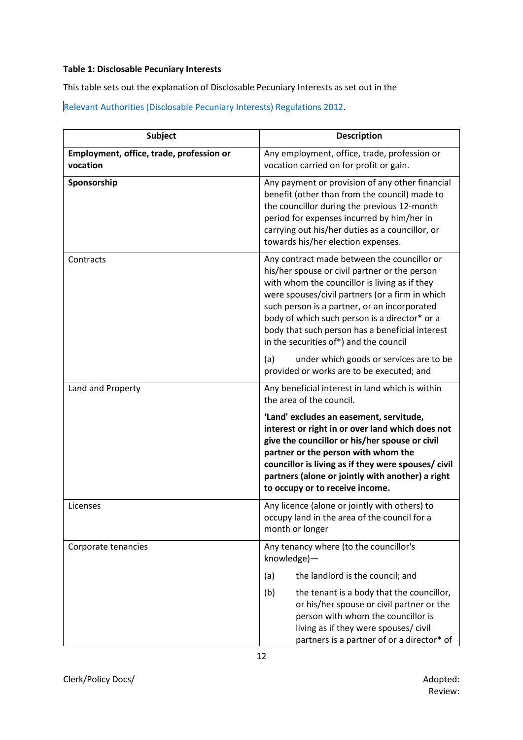**Table 1: Disclosable Pecuniary Interests**

This table sets out the explanation of Disclosable Pecuniary Interests as set out in the

Relevant Authorities (Disclosable Pecuniary Interests) Regulations 2012.

| Subject | Description |
|---|---|
| **Employment, office, trade, profession or vocation** | Any employment, office, trade, profession or vocation carried on for profit or gain. |
| **Sponsorship** | Any payment or provision of any other financial benefit (other than from the council) made to the councillor during the previous 12-month period for expenses incurred by him/her in carrying out his/her duties as a councillor, or towards his/her election expenses. |
| Contracts | Any contract made between the councillor or his/her spouse or civil partner or the person with whom the councillor is living as if they were spouses/civil partners (or a firm in which such person is a partner, or an incorporated body of which such person is a director* or a body that such person has a beneficial interest in the securities of*) and the council<br><br>(a) under which goods or services are to be provided or works are to be executed; and |
| Land and Property | Any beneficial interest in land which is within the area of the council.<br><br>**'Land' excludes an easement, servitude, interest or right in or over land which does not give the councillor or his/her spouse or civil partner or the person with whom the councillor is living as if they were spouses/ civil partners (alone or jointly with another) a right to occupy or to receive income.** |
| Licenses | Any licence (alone or jointly with others) to occupy land in the area of the council for a month or longer |
| Corporate tenancies | Any tenancy where (to the councillor's knowledge)—<br><br>(a) the landlord is the council; and<br><br>(b) the tenant is a body that the councillor, or his/her spouse or civil partner or the person with whom the councillor is living as if they were spouses/ civil partners is a partner of or a director* of |

Clerk/Policy Docs/

Adopted:
Review: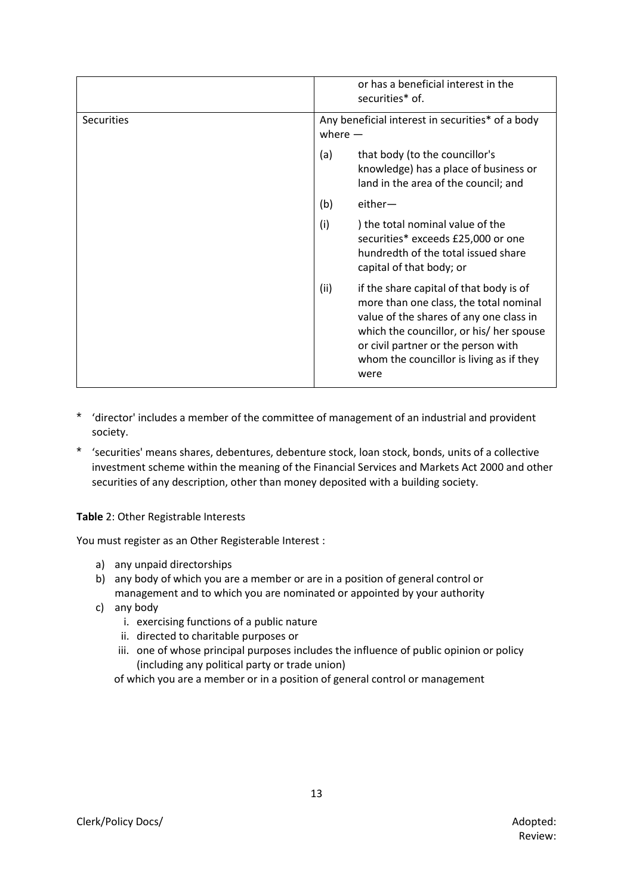| | | |
|---|---|---|
| | | or has a beneficial interest in the securities* of. |
| Securities | Any beneficial interest in securities* of a body where — | |
| | (a) | that body (to the councillor's knowledge) has a place of business or land in the area of the council; and |
| | (b) | either— |
| | (i) | ) the total nominal value of the securities* exceeds £25,000 or one hundredth of the total issued share capital of that body; or |
| | (ii) | if the share capital of that body is of more than one class, the total nominal value of the shares of any one class in which the councillor, or his/ her spouse or civil partner or the person with whom the councillor is living as if they were |

\* 'director' includes a member of the committee of management of an industrial and provident society.

\* 'securities' means shares, debentures, debenture stock, loan stock, bonds, units of a collective investment scheme within the meaning of the Financial Services and Markets Act 2000 and other securities of any description, other than money deposited with a building society.

**Table** 2: Other Registrable Interests

You must register as an Other Registerable Interest :

a) any unpaid directorships
b) any body of which you are a member or are in a position of general control or management and to which you are nominated or appointed by your authority
c) any body
   i. exercising functions of a public nature
   ii. directed to charitable purposes or
   iii. one of whose principal purposes includes the influence of public opinion or policy (including any political party or trade union)

   of which you are a member or in a position of general control or management

Clerk/Policy Docs/

Adopted:
Review: